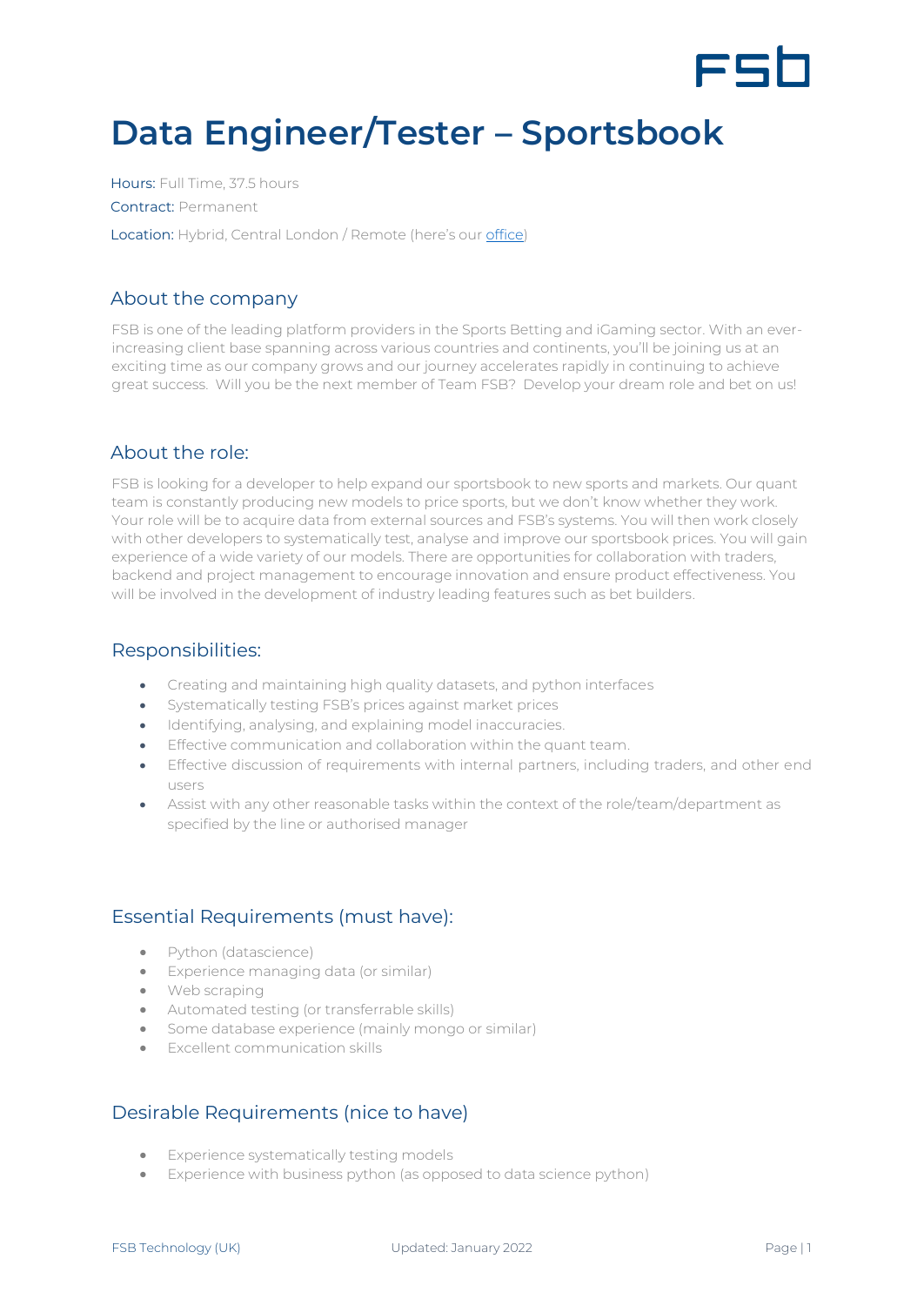# Data Engineer/Tester – Sportsbook

Hours: Full Time, 37.5 hours

Contract: Permanent

Location: Hybrid, Central London / Remote (here's our office)

## About the company

FSB is one of the leading platform providers in the Sports Betting and iGaming sector. With an ever-increasing client base spanning across various countries and continents, you'll be joining us at an exciting time as our company grows and our journey accelerates rapidly in continuing to achieve great success. Will you be the next member of Team FSB? Develop your dream role and bet on us!

## About the role:

FSB is looking for a developer to help expand our sportsbook to new sports and markets. Our quant team is constantly producing new models to price sports, but we don't know whether they work. Your role will be to acquire data from external sources and FSB's systems. You will then work closely with other developers to systematically test, analyse and improve our sportsbook prices. You will gain experience of a wide variety of our models. There are opportunities for collaboration with traders, backend and project management to encourage innovation and ensure product effectiveness. You will be involved in the development of industry leading features such as bet builders.

## Responsibilities:

- Creating and maintaining high quality datasets, and python interfaces
- Systematically testing FSB's prices against market prices
- Identifying, analysing, and explaining model inaccuracies.
- Effective communication and collaboration within the quant team.
- Effective discussion of requirements with internal partners, including traders, and other end users
- Assist with any other reasonable tasks within the context of the role/team/department as specified by the line or authorised manager

## Essential Requirements (must have):

- Python (datascience)
- Experience managing data (or similar)
- Web scraping
- Automated testing (or transferrable skills)
- Some database experience (mainly mongo or similar)
- Excellent communication skills

## Desirable Requirements (nice to have)

- Experience systematically testing models
- Experience with business python (as opposed to data science python)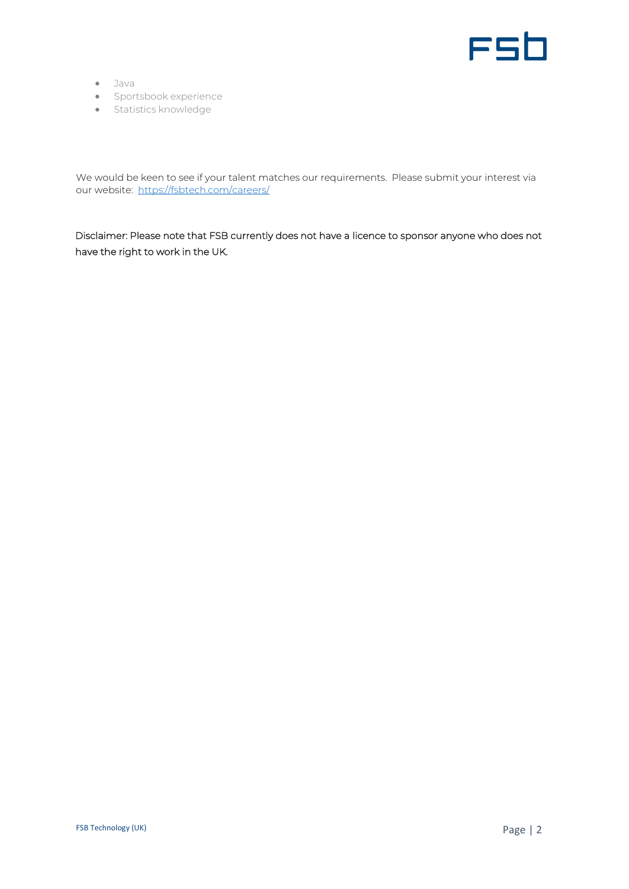- Java
- Sportsbook experience
- Statistics knowledge

We would be keen to see if your talent matches our requirements. Please submit your interest via our website: [https://fsbtech.com/careers/](https://fsbtech.com/careers/)

Disclaimer: Please note that FSB currently does not have a licence to sponsor anyone who does not have the right to work in the UK.